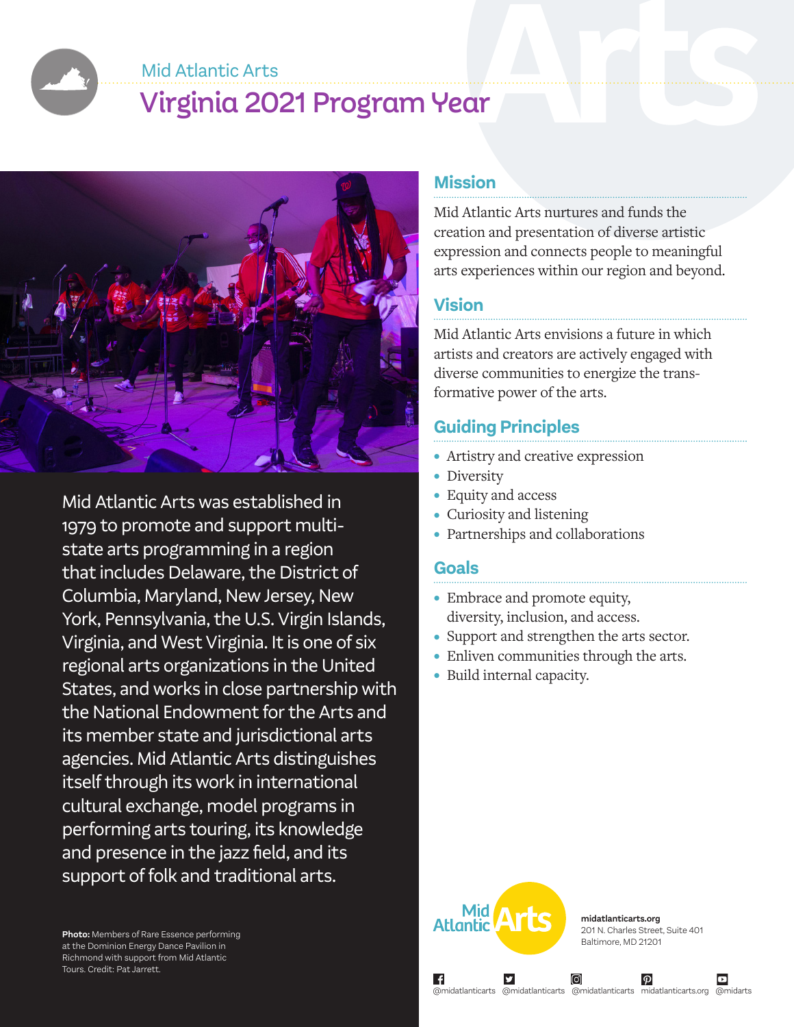Mid Atlantic Arts

# Virginia 2021 Program Year

Mid Atlantic Arts was established in 1979 to promote and support multi-state arts programming in a region that includes Delaware, the District of Columbia, Maryland, New Jersey, New York, Pennsylvania, the U.S. Virgin Islands, Virginia, and West Virginia. It is one of six regional arts organizations in the United States, and works in close partnership with the National Endowment for the Arts and its member state and jurisdictional arts agencies. Mid Atlantic Arts distinguishes itself through its work in international cultural exchange, model programs in performing arts touring, its knowledge and presence in the jazz field, and its support of folk and traditional arts.

**Photo:** Members of Rare Essence performing at the Dominion Energy Dance Pavilion in Richmond with support from Mid Atlantic Tours. Credit: Pat Jarrett.

## Mission

Mid Atlantic Arts nurtures and funds the creation and presentation of diverse artistic expression and connects people to meaningful arts experiences within our region and beyond.

## Vision

Mid Atlantic Arts envisions a future in which artists and creators are actively engaged with diverse communities to energize the transformative power of the arts.

## Guiding Principles

- Artistry and creative expression
- Diversity
- Equity and access
- Curiosity and listening
- Partnerships and collaborations

## Goals

- Embrace and promote equity, diversity, inclusion, and access.
- Support and strengthen the arts sector.
- Enliven communities through the arts.
- Build internal capacity.

Mid Atlantic Arts

**midatlanticarts.org**
201 N. Charles Street, Suite 401
Baltimore, MD 21201

@midatlanticarts @midatlanticarts @midatlanticarts midatlanticarts.org @midarts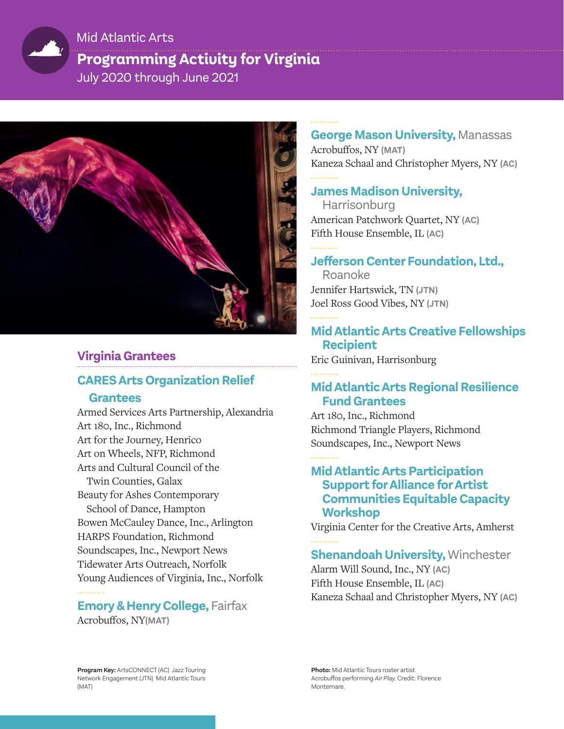Mid Atlantic Arts

# Programming Activity for Virginia

July 2020 through June 2021

## Virginia Grantees

### CARES Arts Organization Relief Grantees

Armed Services Arts Partnership, Alexandria
Art 180, Inc., Richmond
Art for the Journey, Henrico
Art on Wheels, NFP, Richmond
Arts and Cultural Council of the Twin Counties, Galax
Beauty for Ashes Contemporary School of Dance, Hampton
Bowen McCauley Dance, Inc., Arlington
HARPS Foundation, Richmond
Soundscapes, Inc., Newport News
Tidewater Arts Outreach, Norfolk
Young Audiences of Virginia, Inc., Norfolk

### Emory & Henry College, Fairfax

Acrobuffos, NY **(MAT)**

### George Mason University, Manassas

Acrobuffos, NY **(MAT)**
Kaneza Schaal and Christopher Myers, NY **(AC)**

### James Madison University, Harrisonburg

American Patchwork Quartet, NY **(AC)**
Fifth House Ensemble, IL **(AC)**

### Jefferson Center Foundation, Ltd., Roanoke

Jennifer Hartswick, TN **(JTN)**
Joel Ross Good Vibes, NY **(JTN)**

### Mid Atlantic Arts Creative Fellowships Recipient

Eric Guinivan, Harrisonburg

### Mid Atlantic Arts Regional Resilience Fund Grantees

Art 180, Inc., Richmond
Richmond Triangle Players, Richmond
Soundscapes, Inc., Newport News

### Mid Atlantic Arts Participation Support for Alliance for Artist Communities Equitable Capacity Workshop

Virginia Center for the Creative Arts, Amherst

### Shenandoah University, Winchester

Alarm Will Sound, Inc., NY **(AC)**
Fifth House Ensemble, IL **(AC)**
Kaneza Schaal and Christopher Myers, NY **(AC)**

**Program Key:** ArtsCONNECT (AC) Jazz Touring Network Engagement (JTN) Mid Atlantic Tours (MAT)

**Photo:** Mid Atlantic Tours roster artist Acrobuffos performing *Air Play*. Credit: Florence Montemare.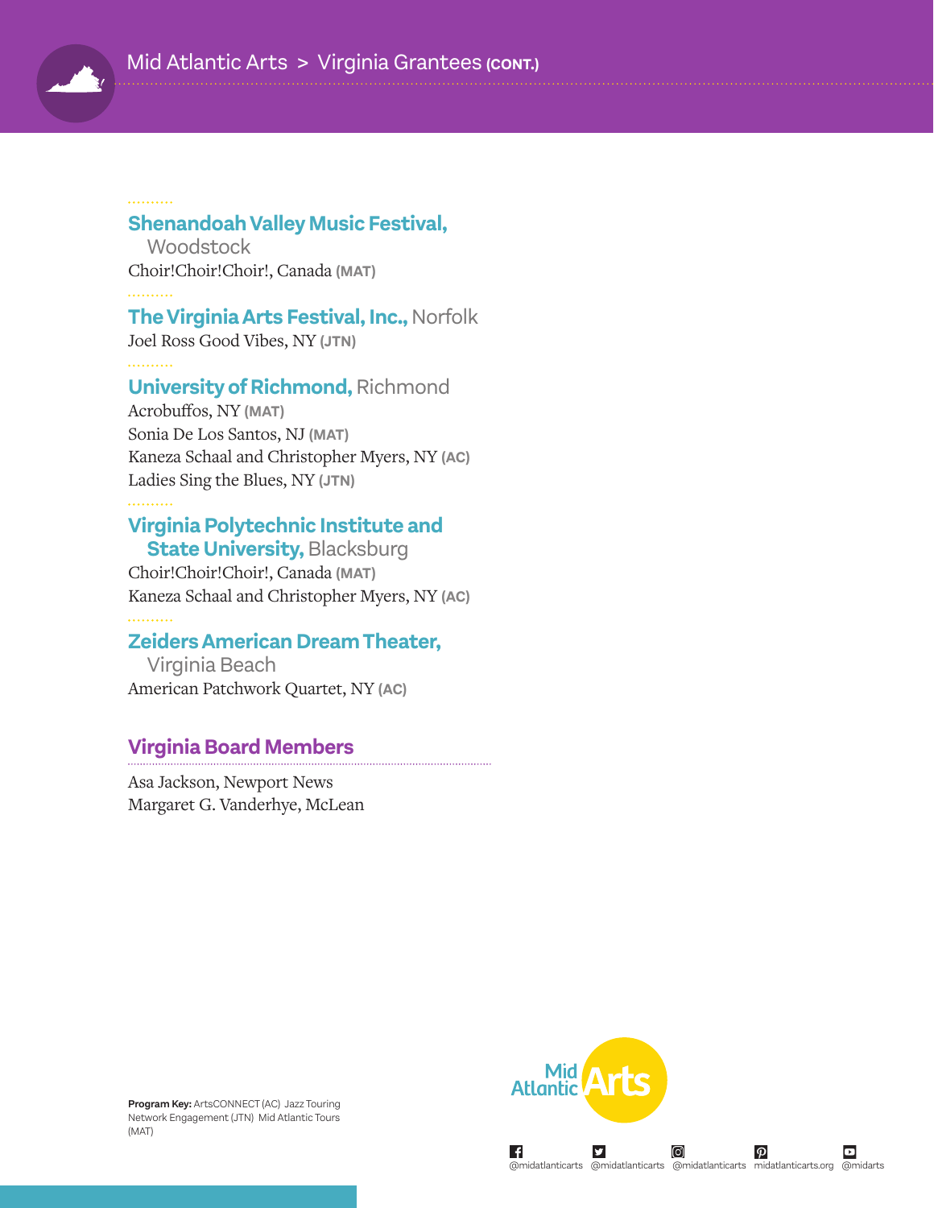## Shenandoah Valley Music Festival, Woodstock

Choir!Choir!Choir!, Canada **(MAT)**

## The Virginia Arts Festival, Inc., Norfolk

Joel Ross Good Vibes, NY **(JTN)**

## University of Richmond, Richmond

Acrobuffos, NY **(MAT)**
Sonia De Los Santos, NJ **(MAT)**
Kaneza Schaal and Christopher Myers, NY **(AC)**
Ladies Sing the Blues, NY **(JTN)**

## Virginia Polytechnic Institute and State University, Blacksburg

Choir!Choir!Choir!, Canada **(MAT)**
Kaneza Schaal and Christopher Myers, NY **(AC)**

## Zeiders American Dream Theater, Virginia Beach

American Patchwork Quartet, NY **(AC)**

## Virginia Board Members

Asa Jackson, Newport News
Margaret G. Vanderhye, McLean

**Program Key:** ArtsCONNECT (AC) Jazz Touring Network Engagement (JTN) Mid Atlantic Tours (MAT)

Mid Atlantic Arts

@midatlanticarts @midatlanticarts @midatlanticarts midatlanticarts.org @midarts